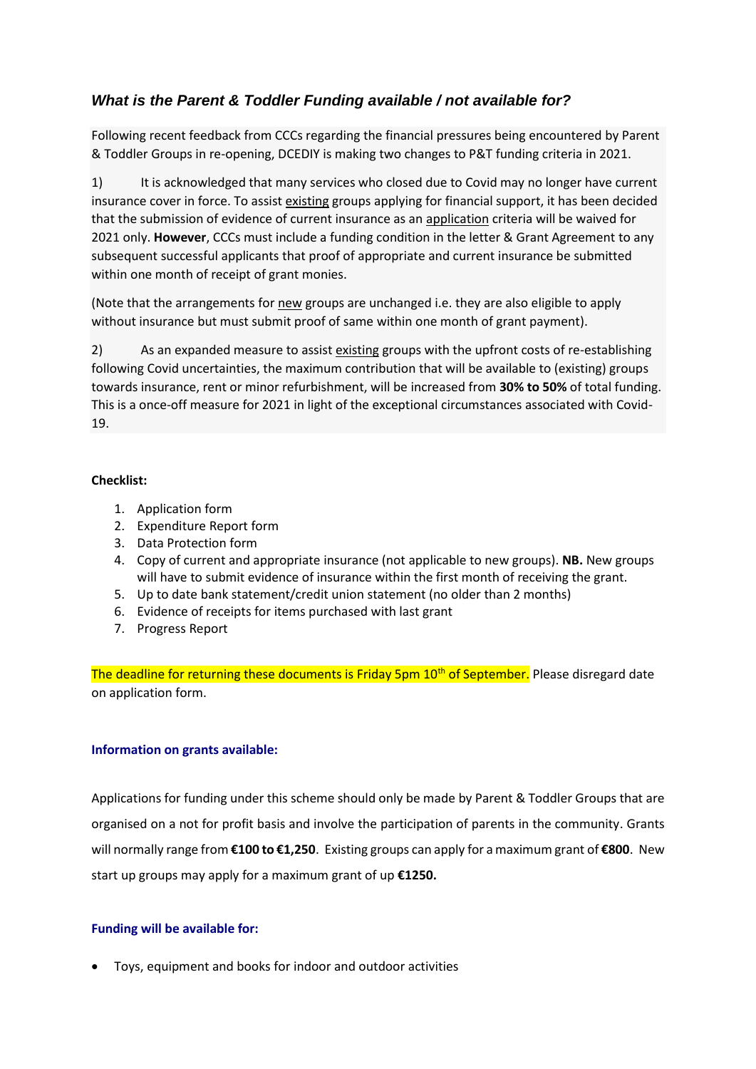## *What is the Parent & Toddler Funding available / not available for?*

Following recent feedback from CCCs regarding the financial pressures being encountered by Parent & Toddler Groups in re-opening, DCEDIY is making two changes to P&T funding criteria in 2021.

1) It is acknowledged that many services who closed due to Covid may no longer have current insurance cover in force. To assist existing groups applying for financial support, it has been decided that the submission of evidence of current insurance as an application criteria will be waived for 2021 only. **However**, CCCs must include a funding condition in the letter & Grant Agreement to any subsequent successful applicants that proof of appropriate and current insurance be submitted within one month of receipt of grant monies.

(Note that the arrangements for new groups are unchanged i.e. they are also eligible to apply without insurance but must submit proof of same within one month of grant payment).

2) As an expanded measure to assist existing groups with the upfront costs of re-establishing following Covid uncertainties, the maximum contribution that will be available to (existing) groups towards insurance, rent or minor refurbishment, will be increased from **30% to 50%** of total funding. This is a once-off measure for 2021 in light of the exceptional circumstances associated with Covid-19.

**Checklist:**

1. Application form
2. Expenditure Report form
3. Data Protection form
4. Copy of current and appropriate insurance (not applicable to new groups). **NB.** New groups will have to submit evidence of insurance within the first month of receiving the grant.
5. Up to date bank statement/credit union statement (no older than 2 months)
6. Evidence of receipts for items purchased with last grant
7. Progress Report

The deadline for returning these documents is Friday 5pm 10th of September. Please disregard date on application form.

#### Information on grants available:

Applications for funding under this scheme should only be made by Parent & Toddler Groups that are organised on a not for profit basis and involve the participation of parents in the community. Grants will normally range from **€100 to €1,250**. Existing groups can apply for a maximum grant of **€800**. New start up groups may apply for a maximum grant of up **€1250.**

#### Funding will be available for:

- Toys, equipment and books for indoor and outdoor activities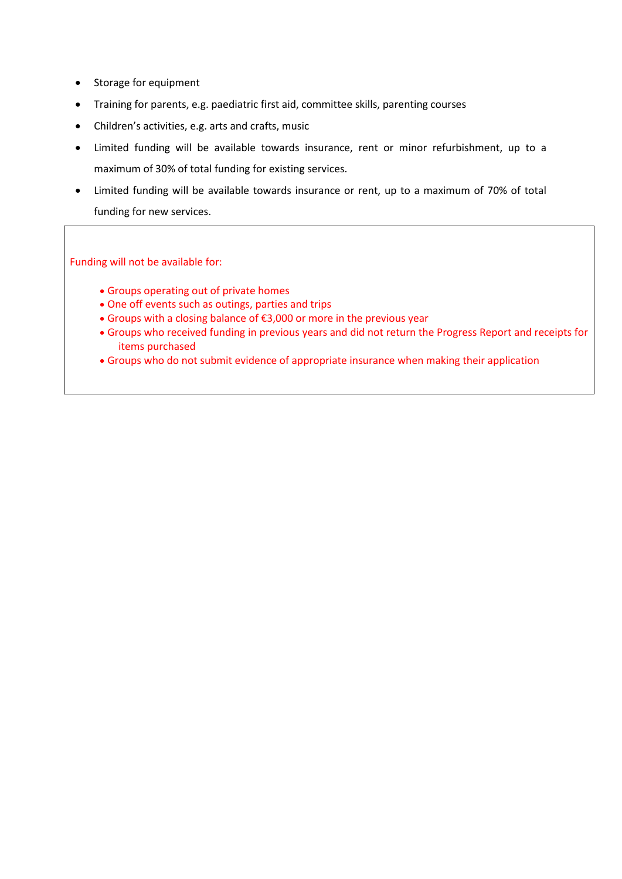- Storage for equipment
- Training for parents, e.g. paediatric first aid, committee skills, parenting courses
- Children's activities, e.g. arts and crafts, music
- Limited funding will be available towards insurance, rent or minor refurbishment, up to a maximum of 30% of total funding for existing services.
- Limited funding will be available towards insurance or rent, up to a maximum of 70% of total funding for new services.

Funding will not be available for:

- Groups operating out of private homes
- One off events such as outings, parties and trips
- Groups with a closing balance of €3,000 or more in the previous year
- Groups who received funding in previous years and did not return the Progress Report and receipts for items purchased
- Groups who do not submit evidence of appropriate insurance when making their application